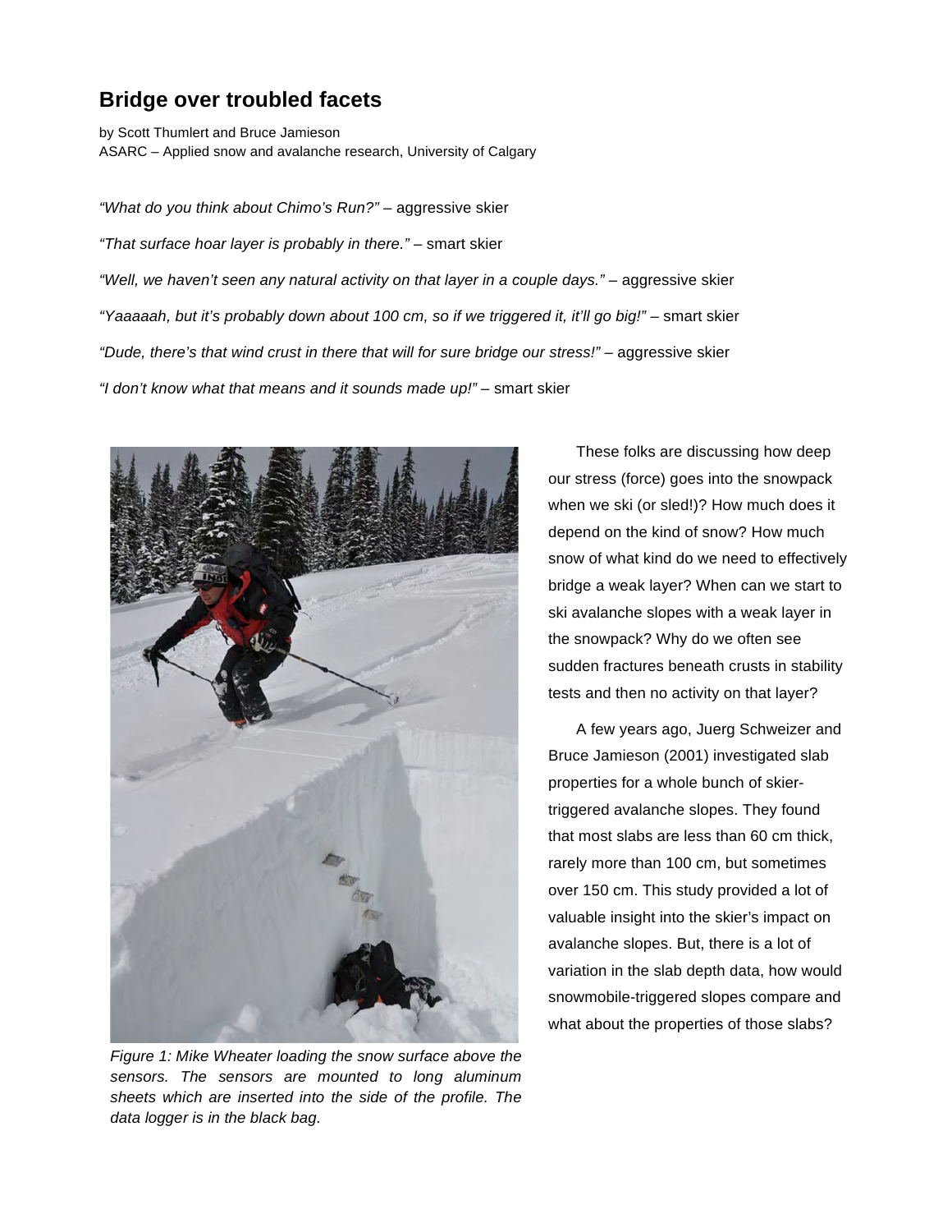# Bridge over troubled facets

by Scott Thumlert and Bruce Jamieson
ASARC – Applied snow and avalanche research, University of Calgary

*"What do you think about Chimo's Run?"* – aggressive skier

*"That surface hoar layer is probably in there."* – smart skier

*"Well, we haven't seen any natural activity on that layer in a couple days."* – aggressive skier

*"Yaaaaah, but it's probably down about 100 cm, so if we triggered it, it'll go big!"* – smart skier

*"Dude, there's that wind crust in there that will for sure bridge our stress!"* – aggressive skier

*"I don't know what that means and it sounds made up!"* – smart skier

*Figure 1: Mike Wheater loading the snow surface above the sensors. The sensors are mounted to long aluminum sheets which are inserted into the side of the profile. The data logger is in the black bag.*

These folks are discussing how deep our stress (force) goes into the snowpack when we ski (or sled!)? How much does it depend on the kind of snow? How much snow of what kind do we need to effectively bridge a weak layer? When can we start to ski avalanche slopes with a weak layer in the snowpack? Why do we often see sudden fractures beneath crusts in stability tests and then no activity on that layer?

A few years ago, Juerg Schweizer and Bruce Jamieson (2001) investigated slab properties for a whole bunch of skier-triggered avalanche slopes. They found that most slabs are less than 60 cm thick, rarely more than 100 cm, but sometimes over 150 cm. This study provided a lot of valuable insight into the skier's impact on avalanche slopes. But, there is a lot of variation in the slab depth data, how would snowmobile-triggered slopes compare and what about the properties of those slabs?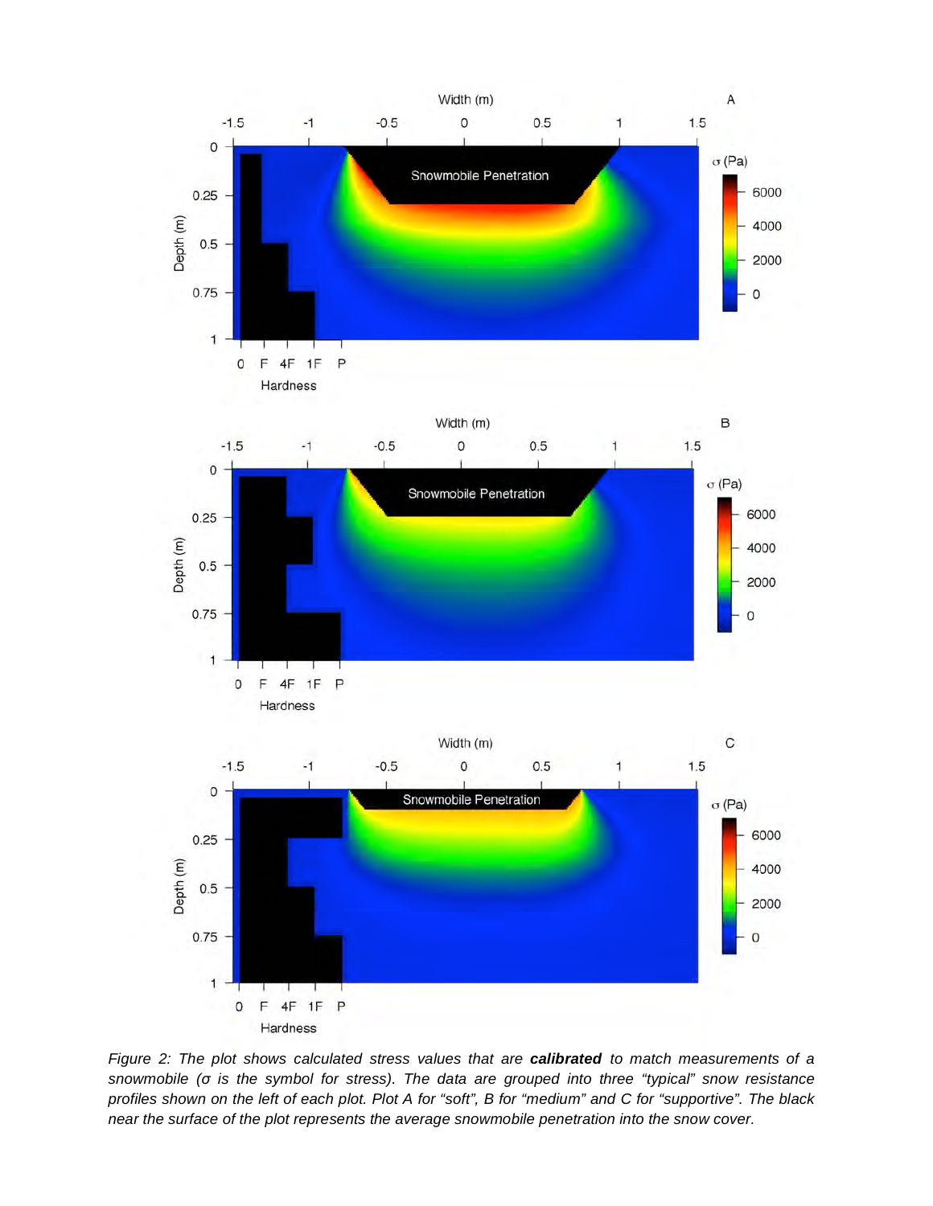*Figure 2: The plot shows calculated stress values that are **calibrated** to match measurements of a snowmobile (σ is the symbol for stress). The data are grouped into three "typical" snow resistance profiles shown on the left of each plot. Plot A for "soft", B for "medium" and C for "supportive". The black near the surface of the plot represents the average snowmobile penetration into the snow cover.*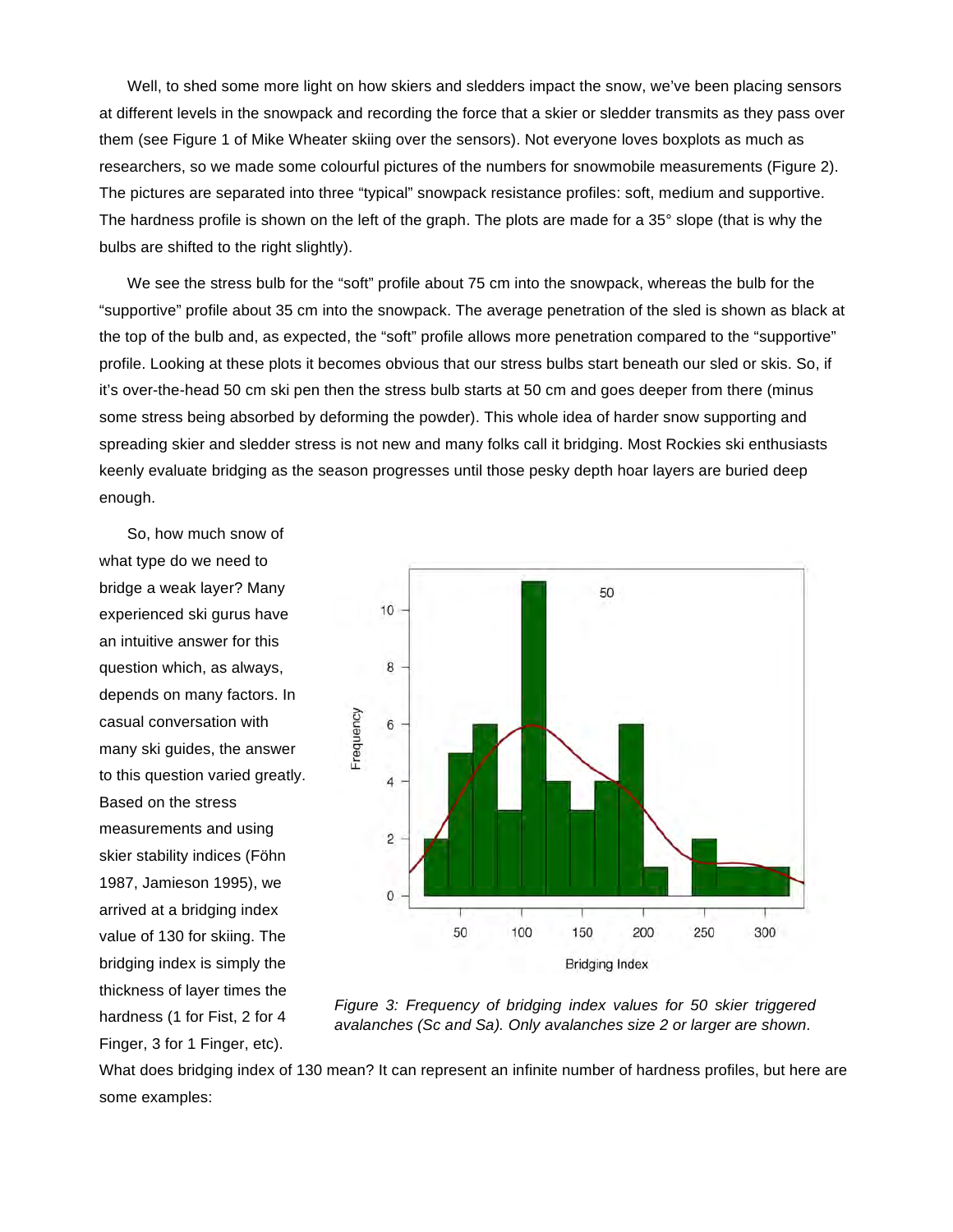Well, to shed some more light on how skiers and sledders impact the snow, we've been placing sensors at different levels in the snowpack and recording the force that a skier or sledder transmits as they pass over them (see Figure 1 of Mike Wheater skiing over the sensors). Not everyone loves boxplots as much as researchers, so we made some colourful pictures of the numbers for snowmobile measurements (Figure 2). The pictures are separated into three "typical" snowpack resistance profiles: soft, medium and supportive. The hardness profile is shown on the left of the graph. The plots are made for a 35° slope (that is why the bulbs are shifted to the right slightly).

We see the stress bulb for the "soft" profile about 75 cm into the snowpack, whereas the bulb for the "supportive" profile about 35 cm into the snowpack. The average penetration of the sled is shown as black at the top of the bulb and, as expected, the "soft" profile allows more penetration compared to the "supportive" profile. Looking at these plots it becomes obvious that our stress bulbs start beneath our sled or skis. So, if it's over-the-head 50 cm ski pen then the stress bulb starts at 50 cm and goes deeper from there (minus some stress being absorbed by deforming the powder). This whole idea of harder snow supporting and spreading skier and sledder stress is not new and many folks call it bridging. Most Rockies ski enthusiasts keenly evaluate bridging as the season progresses until those pesky depth hoar layers are buried deep enough.

So, how much snow of what type do we need to bridge a weak layer? Many experienced ski gurus have an intuitive answer for this question which, as always, depends on many factors. In casual conversation with many ski guides, the answer to this question varied greatly. Based on the stress measurements and using skier stability indices (Föhn 1987, Jamieson 1995), we arrived at a bridging index value of 130 for skiing. The bridging index is simply the thickness of layer times the hardness (1 for Fist, 2 for 4 Finger, 3 for 1 Finger, etc).

*Figure 3: Frequency of bridging index values for 50 skier triggered avalanches (Sc and Sa). Only avalanches size 2 or larger are shown.*

What does bridging index of 130 mean? It can represent an infinite number of hardness profiles, but here are some examples: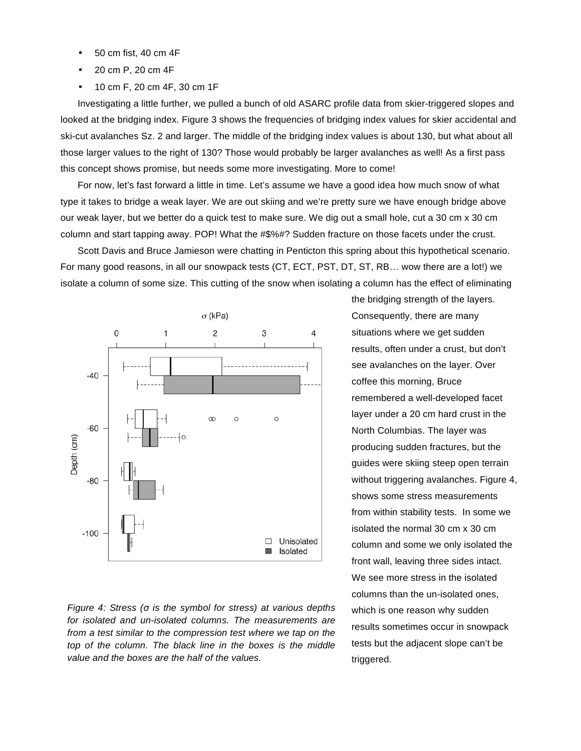- 50 cm fist, 40 cm 4F
- 20 cm P, 20 cm 4F
- 10 cm F, 20 cm 4F, 30 cm 1F

Investigating a little further, we pulled a bunch of old ASARC profile data from skier-triggered slopes and looked at the bridging index. Figure 3 shows the frequencies of bridging index values for skier accidental and ski-cut avalanches Sz. 2 and larger. The middle of the bridging index values is about 130, but what about all those larger values to the right of 130? Those would probably be larger avalanches as well! As a first pass this concept shows promise, but needs some more investigating. More to come!

For now, let's fast forward a little in time. Let's assume we have a good idea how much snow of what type it takes to bridge a weak layer. We are out skiing and we're pretty sure we have enough bridge above our weak layer, but we better do a quick test to make sure. We dig out a small hole, cut a 30 cm x 30 cm column and start tapping away. POP! What the #$%#? Sudden fracture on those facets under the crust.

Scott Davis and Bruce Jamieson were chatting in Penticton this spring about this hypothetical scenario. For many good reasons, in all our snowpack tests (CT, ECT, PST, DT, ST, RB… wow there are a lot!) we isolate a column of some size. This cutting of the snow when isolating a column has the effect of eliminating the bridging strength of the layers. Consequently, there are many situations where we get sudden results, often under a crust, but don't see avalanches on the layer. Over coffee this morning, Bruce remembered a well-developed facet layer under a 20 cm hard crust in the North Columbias. The layer was producing sudden fractures, but the guides were skiing steep open terrain without triggering avalanches. Figure 4, shows some stress measurements from within stability tests. In some we isolated the normal 30 cm x 30 cm column and some we only isolated the front wall, leaving three sides intact. We see more stress in the isolated columns than the un-isolated ones, which is one reason why sudden results sometimes occur in snowpack tests but the adjacent slope can't be triggered.

*Figure 4: Stress (σ is the symbol for stress) at various depths for isolated and un-isolated columns. The measurements are from a test similar to the compression test where we tap on the top of the column. The black line in the boxes is the middle value and the boxes are the half of the values.*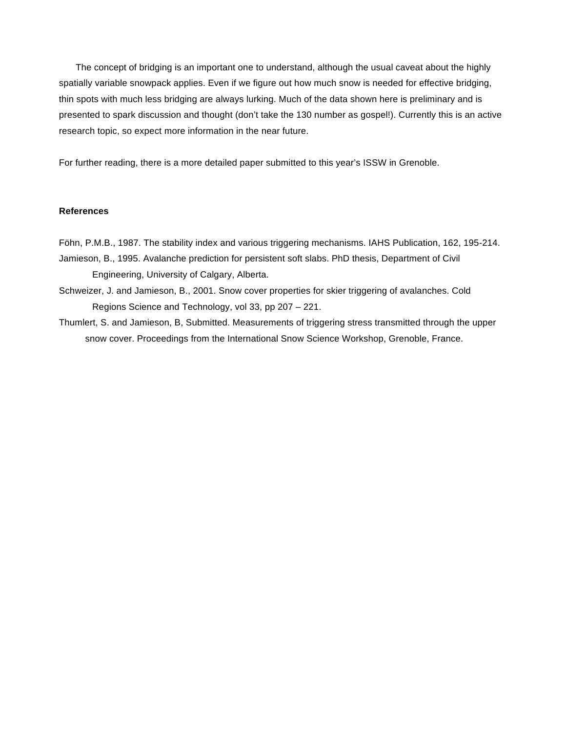The concept of bridging is an important one to understand, although the usual caveat about the highly spatially variable snowpack applies. Even if we figure out how much snow is needed for effective bridging, thin spots with much less bridging are always lurking. Much of the data shown here is preliminary and is presented to spark discussion and thought (don't take the 130 number as gospel!). Currently this is an active research topic, so expect more information in the near future.

For further reading, there is a more detailed paper submitted to this year's ISSW in Grenoble.

**References**

Föhn, P.M.B., 1987. The stability index and various triggering mechanisms. IAHS Publication, 162, 195-214.

Jamieson, B., 1995. Avalanche prediction for persistent soft slabs. PhD thesis, Department of Civil Engineering, University of Calgary, Alberta.

Schweizer, J. and Jamieson, B., 2001. Snow cover properties for skier triggering of avalanches. Cold Regions Science and Technology, vol 33, pp 207 – 221.

Thumlert, S. and Jamieson, B, Submitted. Measurements of triggering stress transmitted through the upper snow cover. Proceedings from the International Snow Science Workshop, Grenoble, France.